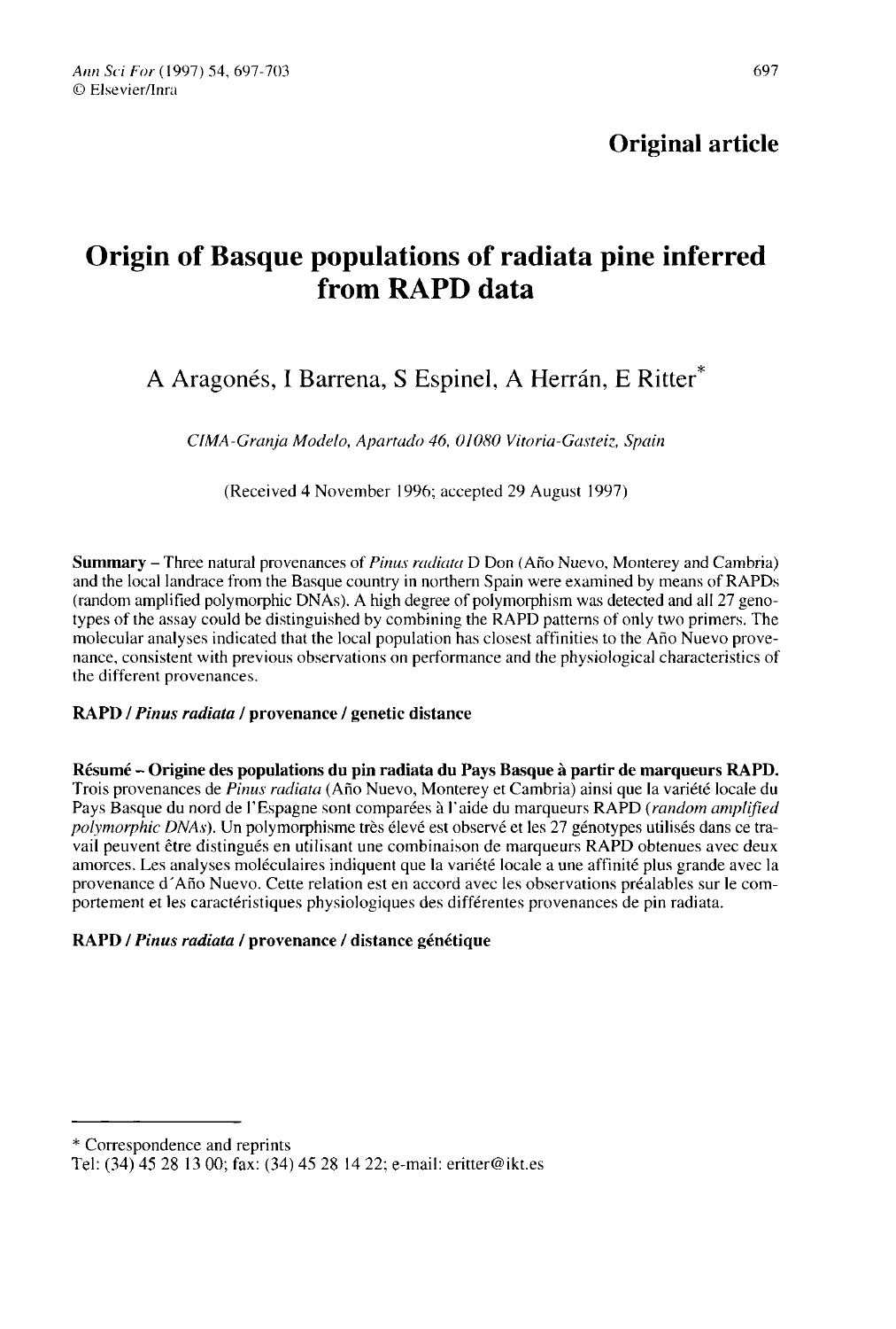**Original article**

# Origin of Basque populations of radiata pine inferred from RAPD data

A Aragonés, I Barrena, S Espinel, A Herrán, E Ritter*

*CIMA-Granja Modelo, Apartado 46, 01080 Vitoria-Gasteiz, Spain*

(Received 4 November 1996; accepted 29 August 1997)

**Summary** – Three natural provenances of *Pinus radiata* D Don (Año Nuevo, Monterey and Cambria) and the local landrace from the Basque country in northern Spain were examined by means of RAPDs (random amplified polymorphic DNAs). A high degree of polymorphism was detected and all 27 genotypes of the assay could be distinguished by combining the RAPD patterns of only two primers. The molecular analyses indicated that the local population has closest affinities to the Año Nuevo provenance, consistent with previous observations on performance and the physiological characteristics of the different provenances.

**RAPD / *Pinus radiata* / provenance / genetic distance**

**Résumé – Origine des populations du pin radiata du Pays Basque à partir de marqueurs RAPD.** Trois provenances de *Pinus radiata* (Año Nuevo, Monterey et Cambria) ainsi que la variété locale du Pays Basque du nord de l'Espagne sont comparées à l'aide du marqueurs RAPD (*random amplified polymorphic DNAs*). Un polymorphisme très élevé est observé et les 27 génotypes utilisés dans ce travail peuvent être distingués en utilisant une combinaison de marqueurs RAPD obtenues avec deux amorces. Les analyses moléculaires indiquent que la variété locale a une affinité plus grande avec la provenance d'Año Nuevo. Cette relation est en accord avec les observations préalables sur le comportement et les caractéristiques physiologiques des différentes provenances de pin radiata.

**RAPD / *Pinus radiata* / provenance / distance génétique**

---

* Correspondence and reprints

Tel: (34) 45 28 13 00; fax: (34) 45 28 14 22; e-mail: eritter@ikt.es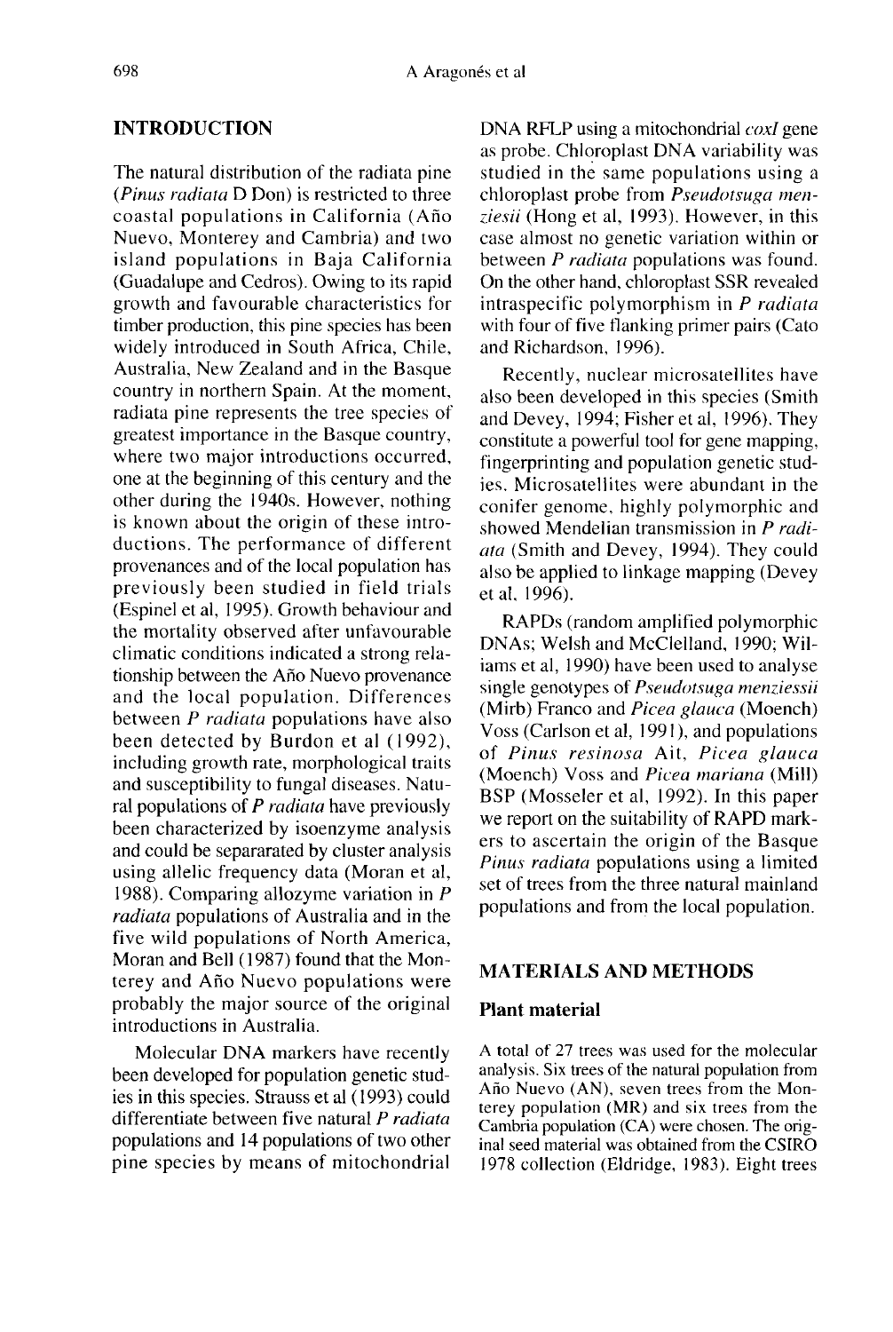## INTRODUCTION

The natural distribution of the radiata pine (*Pinus radiata* D Don) is restricted to three coastal populations in California (Año Nuevo, Monterey and Cambria) and two island populations in Baja California (Guadalupe and Cedros). Owing to its rapid growth and favourable characteristics for timber production, this pine species has been widely introduced in South Africa, Chile, Australia, New Zealand and in the Basque country in northern Spain. At the moment, radiata pine represents the tree species of greatest importance in the Basque country, where two major introductions occurred, one at the beginning of this century and the other during the 1940s. However, nothing is known about the origin of these introductions. The performance of different provenances and of the local population has previously been studied in field trials (Espinel et al, 1995). Growth behaviour and the mortality observed after unfavourable climatic conditions indicated a strong relationship between the Año Nuevo provenance and the local population. Differences between *P radiata* populations have also been detected by Burdon et al (1992), including growth rate, morphological traits and susceptibility to fungal diseases. Natural populations of *P radiata* have previously been characterized by isoenzyme analysis and could be separarated by cluster analysis using allelic frequency data (Moran et al, 1988). Comparing allozyme variation in *P radiata* populations of Australia and in the five wild populations of North America, Moran and Bell (1987) found that the Monterey and Año Nuevo populations were probably the major source of the original introductions in Australia.

Molecular DNA markers have recently been developed for population genetic studies in this species. Strauss et al (1993) could differentiate between five natural *P radiata* populations and 14 populations of two other pine species by means of mitochondrial DNA RFLP using a mitochondrial *coxI* gene as probe. Chloroplast DNA variability was studied in the same populations using a chloroplast probe from *Pseudotsuga menziesii* (Hong et al, 1993). However, in this case almost no genetic variation within or between *P radiata* populations was found. On the other hand, chloroplast SSR revealed intraspecific polymorphism in *P radiata* with four of five flanking primer pairs (Cato and Richardson, 1996).

Recently, nuclear microsatellites have also been developed in this species (Smith and Devey, 1994; Fisher et al, 1996). They constitute a powerful tool for gene mapping, fingerprinting and population genetic studies. Microsatellites were abundant in the conifer genome, highly polymorphic and showed Mendelian transmission in *P radiata* (Smith and Devey, 1994). They could also be applied to linkage mapping (Devey et al, 1996).

RAPDs (random amplified polymorphic DNAs; Welsh and McClelland, 1990; Wiliams et al, 1990) have been used to analyse single genotypes of *Pseudotsuga menziessii* (Mirb) Franco and *Picea glauca* (Moench) Voss (Carlson et al, 1991), and populations of *Pinus resinosa* Ait, *Picea glauca* (Moench) Voss and *Picea mariana* (Mill) BSP (Mosseler et al, 1992). In this paper we report on the suitability of RAPD markers to ascertain the origin of the Basque *Pinus radiata* populations using a limited set of trees from the three natural mainland populations and from the local population.

## MATERIALS AND METHODS

### Plant material

A total of 27 trees was used for the molecular analysis. Six trees of the natural population from Año Nuevo (AN), seven trees from the Monterey population (MR) and six trees from the Cambria population (CA) were chosen. The original seed material was obtained from the CSIRO 1978 collection (Eldridge, 1983). Eight trees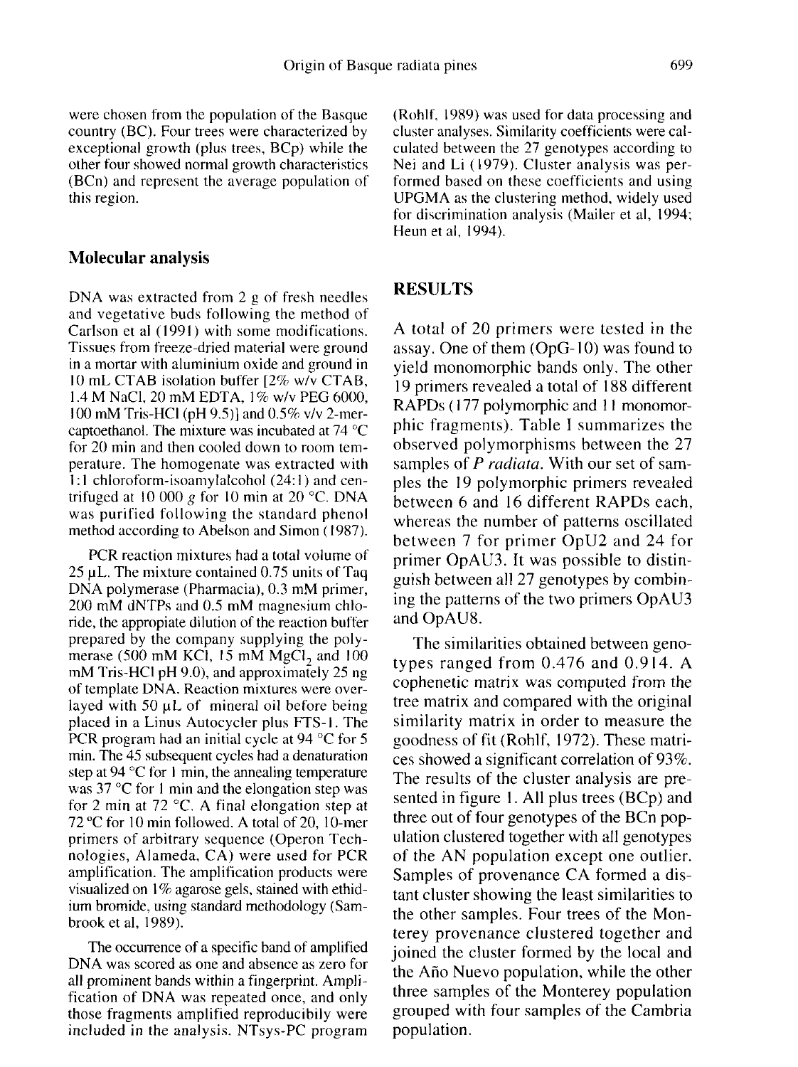were chosen from the population of the Basque country (BC). Four trees were characterized by exceptional growth (plus trees, BCp) while the other four showed normal growth characteristics (BCn) and represent the average population of this region.

## Molecular analysis

DNA was extracted from 2 g of fresh needles and vegetative buds following the method of Carlson et al (1991) with some modifications. Tissues from freeze-dried material were ground in a mortar with aluminium oxide and ground in 10 mL CTAB isolation buffer [2% w/v CTAB, 1.4 M NaCl, 20 mM EDTA, 1% w/v PEG 6000, 100 mM Tris-HCl (pH 9.5)] and 0.5% v/v 2-mercaptoethanol. The mixture was incubated at 74 °C for 20 min and then cooled down to room temperature. The homogenate was extracted with 1:1 chloroform-isoamylalcohol (24:1) and centrifuged at 10 000 *g* for 10 min at 20 °C. DNA was purified following the standard phenol method according to Abelson and Simon (1987).

PCR reaction mixtures had a total volume of 25 µL. The mixture contained 0.75 units of Taq DNA polymerase (Pharmacia), 0.3 mM primer, 200 mM dNTPs and 0.5 mM magnesium chloride, the appropiate dilution of the reaction buffer prepared by the company supplying the polymerase (500 mM KCl, 15 mM $MgCl_2$ and 100 mM Tris-HCl pH 9.0), and approximately 25 ng of template DNA. Reaction mixtures were overlayed with 50 µL of mineral oil before being placed in a Linus Autocycler plus FTS-1. The PCR program had an initial cycle at 94 °C for 5 min. The 45 subsequent cycles had a denaturation step at 94 °C for 1 min, the annealing temperature was 37 °C for 1 min and the elongation step was for 2 min at 72 °C. A final elongation step at 72 °C for 10 min followed. A total of 20, 10-mer primers of arbitrary sequence (Operon Technologies, Alameda, CA) were used for PCR amplification. The amplification products were visualized on 1% agarose gels, stained with ethidium bromide, using standard methodology (Sambrook et al, 1989).

The occurrence of a specific band of amplified DNA was scored as one and absence as zero for all prominent bands within a fingerprint. Amplification of DNA was repeated once, and only those fragments amplified reproducibily were included in the analysis. NTsys-PC program (Rohlf, 1989) was used for data processing and cluster analyses. Similarity coefficients were calculated between the 27 genotypes according to Nei and Li (1979). Cluster analysis was performed based on these coefficients and using UPGMA as the clustering method, widely used for discrimination analysis (Mailer et al, 1994; Heun et al, 1994).

## RESULTS

A total of 20 primers were tested in the assay. One of them (OpG-10) was found to yield monomorphic bands only. The other 19 primers revealed a total of 188 different RAPDs (177 polymorphic and 11 monomorphic fragments). Table I summarizes the observed polymorphisms between the 27 samples of *P radiata*. With our set of samples the 19 polymorphic primers revealed between 6 and 16 different RAPDs each, whereas the number of patterns oscillated between 7 for primer OpU2 and 24 for primer OpAU3. It was possible to distinguish between all 27 genotypes by combining the patterns of the two primers OpAU3 and OpAU8.

The similarities obtained between genotypes ranged from 0.476 and 0.914. A cophenetic matrix was computed from the tree matrix and compared with the original similarity matrix in order to measure the goodness of fit (Rohlf, 1972). These matrices showed a significant correlation of 93%. The results of the cluster analysis are presented in figure 1. All plus trees (BCp) and three out of four genotypes of the BCn population clustered together with all genotypes of the AN population except one outlier. Samples of provenance CA formed a distant cluster showing the least similarities to the other samples. Four trees of the Monterey provenance clustered together and joined the cluster formed by the local and the Año Nuevo population, while the other three samples of the Monterey population grouped with four samples of the Cambria population.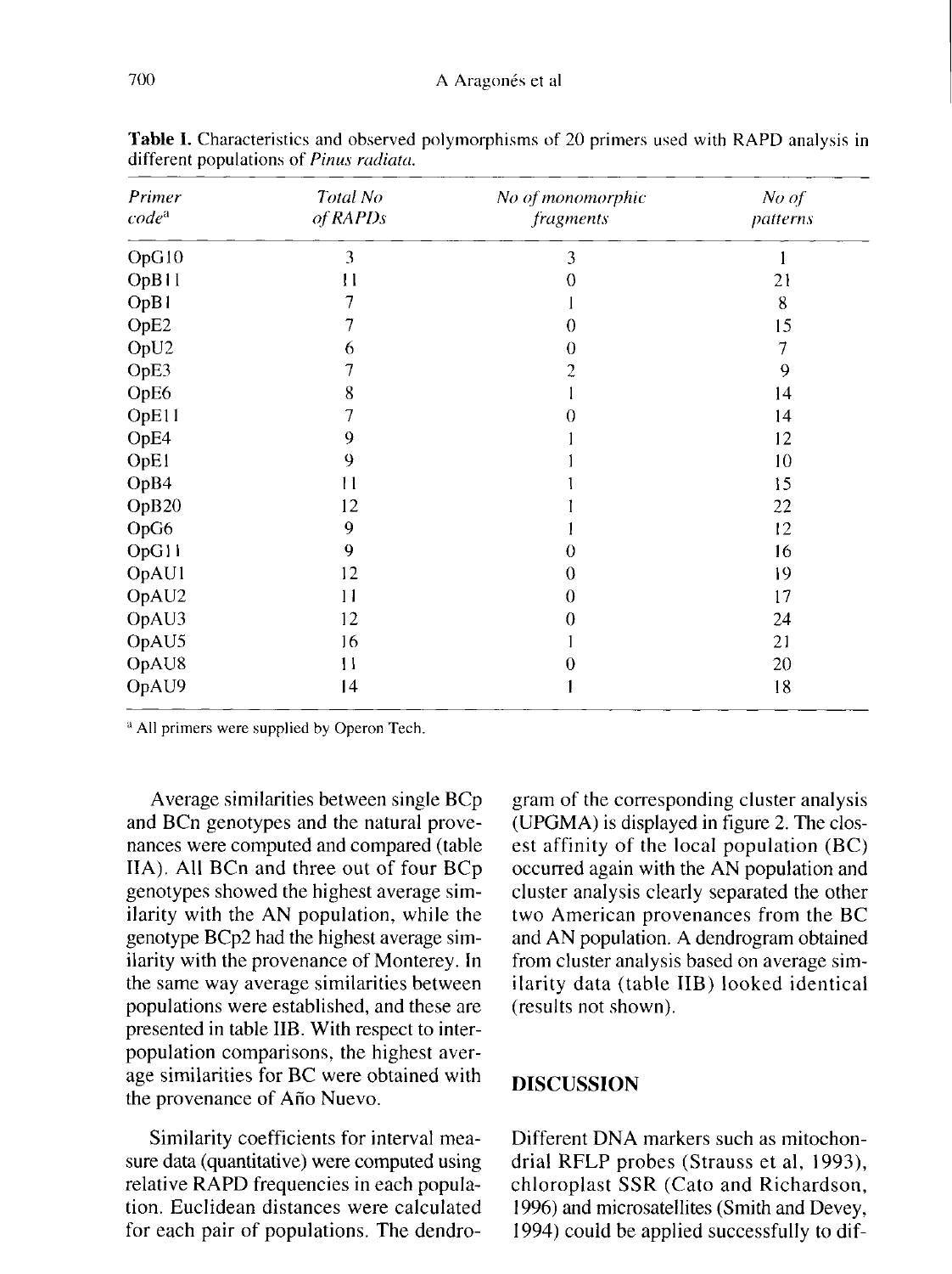**Table I.** Characteristics and observed polymorphisms of 20 primers used with RAPD analysis in different populations of *Pinus radiata*.

| *Primer code*[a] | *Total No of RAPDs* | *No of monomorphic fragments* | *No of patterns* |
|---|---|---|---|
| OpG10 | 3 | 3 | 1 |
| OpB11 | 11 | 0 | 21 |
| OpB1 | 7 | 1 | 8 |
| OpE2 | 7 | 0 | 15 |
| OpU2 | 6 | 0 | 7 |
| OpE3 | 7 | 2 | 9 |
| OpE6 | 8 | 1 | 14 |
| OpE11 | 7 | 0 | 14 |
| OpE4 | 9 | 1 | 12 |
| OpE1 | 9 | 1 | 10 |
| OpB4 | 11 | 1 | 15 |
| OpB20 | 12 | 1 | 22 |
| OpG6 | 9 | 1 | 12 |
| OpG11 | 9 | 0 | 16 |
| OpAU1 | 12 | 0 | 19 |
| OpAU2 | 11 | 0 | 17 |
| OpAU3 | 12 | 0 | 24 |
| OpAU5 | 16 | 1 | 21 |
| OpAU8 | 11 | 0 | 20 |
| OpAU9 | 14 | 1 | 18 |

[a] All primers were supplied by Operon Tech.

Average similarities between single BCp and BCn genotypes and the natural provenances were computed and compared (table IIA). All BCn and three out of four BCp genotypes showed the highest average similarity with the AN population, while the genotype BCp2 had the highest average similarity with the provenance of Monterey. In the same way average similarities between populations were established, and these are presented in table IIB. With respect to interpopulation comparisons, the highest average similarities for BC were obtained with the provenance of Año Nuevo.

Similarity coefficients for interval measure data (quantitative) were computed using relative RAPD frequencies in each population. Euclidean distances were calculated for each pair of populations. The dendrogram of the corresponding cluster analysis (UPGMA) is displayed in figure 2. The closest affinity of the local population (BC) occurred again with the AN population and cluster analysis clearly separated the other two American provenances from the BC and AN population. A dendrogram obtained from cluster analysis based on average similarity data (table IIB) looked identical (results not shown).

## DISCUSSION

Different DNA markers such as mitochondrial RFLP probes (Strauss et al, 1993), chloroplast SSR (Cato and Richardson, 1996) and microsatellites (Smith and Devey, 1994) could be applied successfully to dif-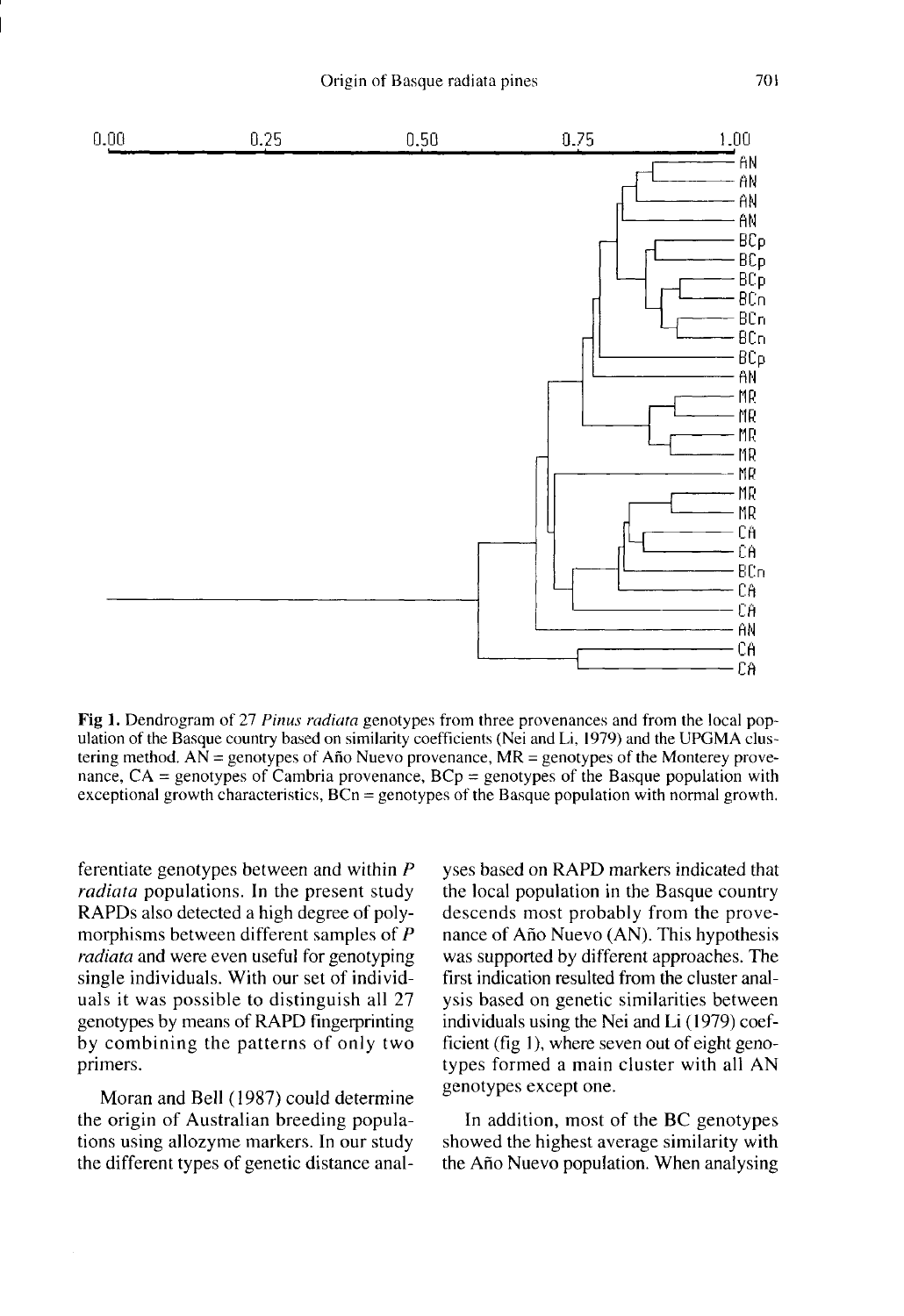Fig 1. Dendrogram of 27 *Pinus radiata* genotypes from three provenances and from the local population of the Basque country based on similarity coefficients (Nei and Li, 1979) and the UPGMA clustering method. AN = genotypes of Año Nuevo provenance, MR = genotypes of the Monterey provenance, CA = genotypes of Cambria provenance, BCp = genotypes of the Basque population with exceptional growth characteristics, BCn = genotypes of the Basque population with normal growth.

ferentiate genotypes between and within *P radiata* populations. In the present study RAPDs also detected a high degree of polymorphisms between different samples of *P radiata* and were even useful for genotyping single individuals. With our set of individuals it was possible to distinguish all 27 genotypes by means of RAPD fingerprinting by combining the patterns of only two primers.

Moran and Bell (1987) could determine the origin of Australian breeding populations using allozyme markers. In our study the different types of genetic distance analyses based on RAPD markers indicated that the local population in the Basque country descends most probably from the provenance of Año Nuevo (AN). This hypothesis was supported by different approaches. The first indication resulted from the cluster analysis based on genetic similarities between individuals using the Nei and Li (1979) coefficient (fig 1), where seven out of eight genotypes formed a main cluster with all AN genotypes except one.

In addition, most of the BC genotypes showed the highest average similarity with the Año Nuevo population. When analysing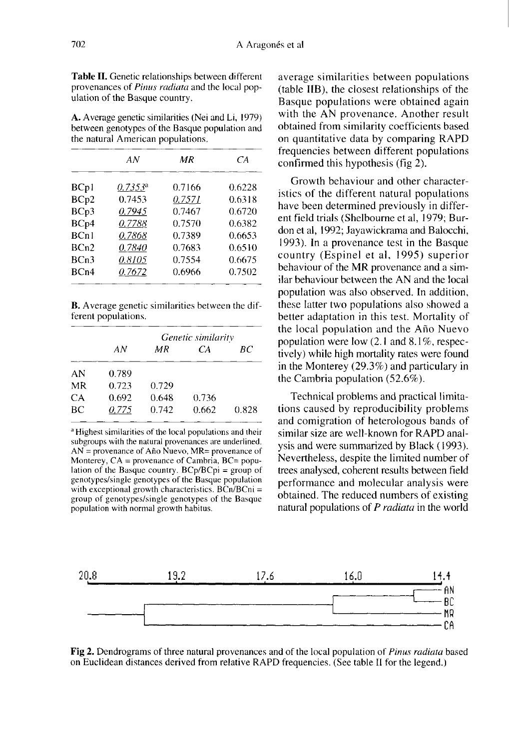**Table II.** Genetic relationships between different provenances of *Pinus radiata* and the local population of the Basque country.

**A.** Average genetic similarities (Nei and Li, 1979) between genotypes of the Basque population and the natural American populations.

| | *AN* | *MR* | *CA* |
|---|---|---|---|
| BCp1 | *0.7353*[a] | 0.7166 | 0.6228 |
| BCp2 | 0.7453 | *0.7571* | 0.6318 |
| BCp3 | *0.7945* | 0.7467 | 0.6720 |
| BCp4 | *0.7788* | 0.7570 | 0.6382 |
| BCn1 | *0.7868* | 0.7389 | 0.6653 |
| BCn2 | *0.7840* | 0.7683 | 0.6510 |
| BCn3 | *0.8105* | 0.7554 | 0.6675 |
| BCn4 | *0.7672* | 0.6966 | 0.7502 |

**B.** Average genetic similarities between the different populations.

| | *Genetic similarity* | | | |
|---|---|---|---|---|
| | *AN* | *MR* | *CA* | *BC* |
| AN | 0.789 | | | |
| MR | 0.723 | 0.729 | | |
| CA | 0.692 | 0.648 | 0.736 | |
| BC | *0.775* | 0.742 | 0.662 | 0.828 |

[a] Highest similarities of the local populations and their subgroups with the natural provenances are underlined. AN = provenance of Año Nuevo, MR= provenance of Monterey, CA = provenance of Cambria, BC= population of the Basque country. BCp/BCpi = group of genotypes/single genotypes of the Basque population with exceptional growth characteristics. BCn/BCni = group of genotypes/single genotypes of the Basque population with normal growth habitus.

average similarities between populations (table IIB), the closest relationships of the Basque populations were obtained again with the AN provenance. Another result obtained from similarity coefficients based on quantitative data by comparing RAPD frequencies between different populations confirmed this hypothesis (fig 2).

Growth behaviour and other characteristics of the different natural populations have been determined previously in different field trials (Shelbourne et al, 1979; Burdon et al, 1992; Jayawickrama and Balocchi, 1993). In a provenance test in the Basque country (Espinel et al, 1995) superior behaviour of the MR provenance and a similar behaviour between the AN and the local population was also observed. In addition, these latter two populations also showed a better adaptation in this test. Mortality of the local population and the Año Nuevo population were low (2.1 and 8.1%, respectively) while high mortality rates were found in the Monterey (29.3%) and particulary in the Cambria population (52.6%).

Technical problems and practical limitations caused by reproducibility problems and comigration of heterologous bands of similar size are well-known for RAPD analysis and were summarized by Black (1993). Nevertheless, despite the limited number of trees analysed, coherent results between field performance and molecular analysis were obtained. The reduced numbers of existing natural populations of *P radiata* in the world

**Fig 2.** Dendrograms of three natural provenances and of the local population of *Pinus radiata* based on Euclidean distances derived from relative RAPD frequencies. (See table II for the legend.)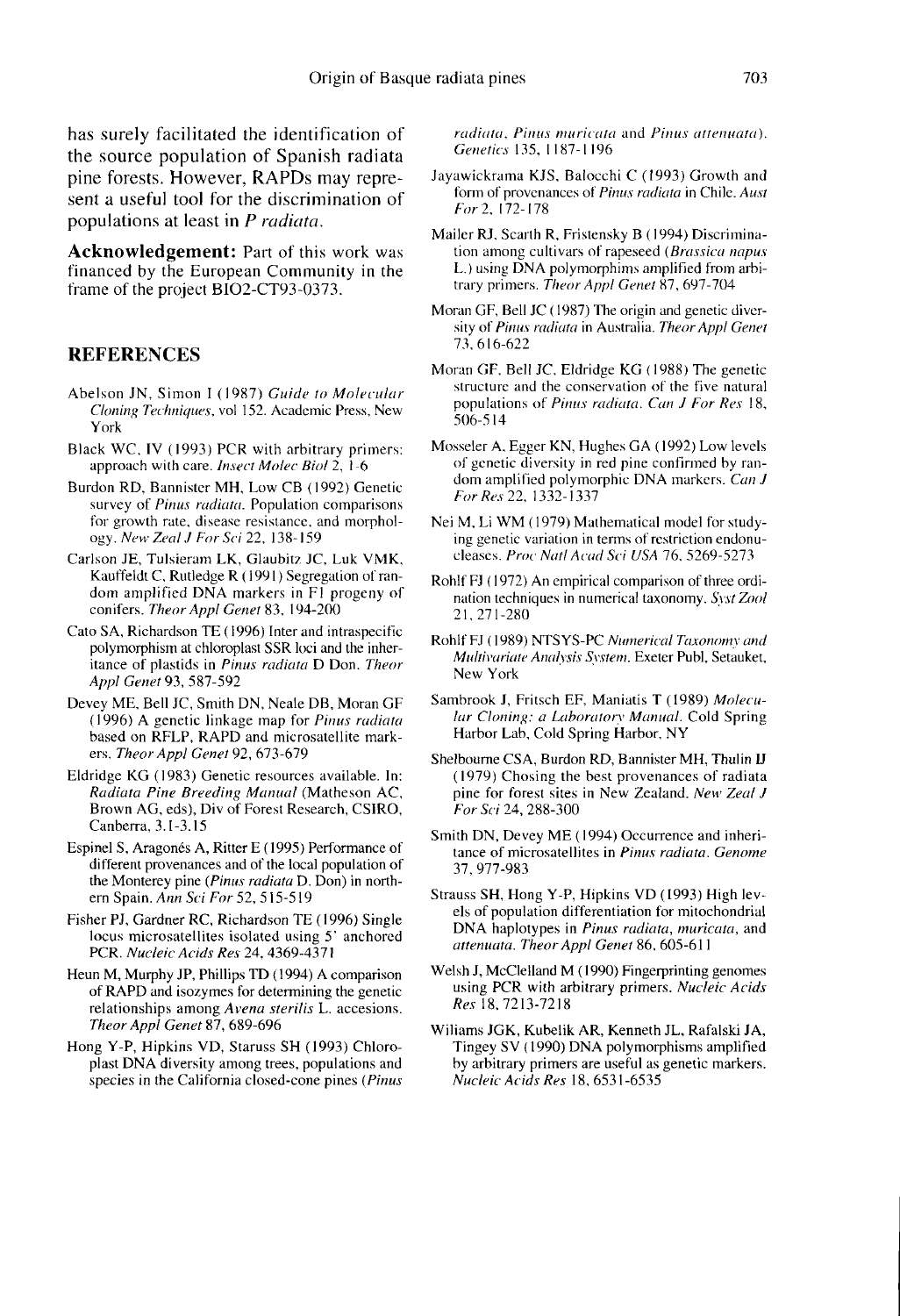has surely facilitated the identification of the source population of Spanish radiata pine forests. However, RAPDs may represent a useful tool for the discrimination of populations at least in *P radiata*.

**Acknowledgement:** Part of this work was financed by the European Community in the frame of the project BIO2-CT93-0373.

## REFERENCES

Abelson JN, Simon I (1987) *Guide to Molecular Cloning Techniques*, vol 152. Academic Press, New York

Black WC, IV (1993) PCR with arbitrary primers: approach with care. *Insect Molec Biol* 2, 1-6

Burdon RD, Bannister MH, Low CB (1992) Genetic survey of *Pinus radiata*. Population comparisons for growth rate, disease resistance, and morphology. *New Zeal J For Sci* 22, 138-159

Carlson JE, Tulsieram LK, Glaubitz JC, Luk VMK, Kauffeldt C, Rutledge R (1991) Segregation of random amplified DNA markers in F1 progeny of conifers. *Theor Appl Genet* 83, 194-200

Cato SA, Richardson TE (1996) Inter and intraspecific polymorphism at chloroplast SSR loci and the inheritance of plastids in *Pinus radiata* D Don. *Theor Appl Genet* 93, 587-592

Devey ME, Bell JC, Smith DN, Neale DB, Moran GF (1996) A genetic linkage map for *Pinus radiata* based on RFLP, RAPD and microsatellite markers. *Theor Appl Genet* 92, 673-679

Eldridge KG (1983) Genetic resources available. In: *Radiata Pine Breeding Manual* (Matheson AC, Brown AG, eds), Div of Forest Research, CSIRO, Canberra, 3.1-3.15

Espinel S, Aragonés A, Ritter E (1995) Performance of different provenances and of the local population of the Monterey pine (*Pinus radiata* D. Don) in northern Spain. *Ann Sci For* 52, 515-519

Fisher PJ, Gardner RC, Richardson TE (1996) Single locus microsatellites isolated using 5' anchored PCR. *Nucleic Acids Res* 24, 4369-4371

Heun M, Murphy JP, Phillips TD (1994) A comparison of RAPD and isozymes for determining the genetic relationships among *Avena sterilis* L. accesions. *Theor Appl Genet* 87, 689-696

Hong Y-P, Hipkins VD, Staruss SH (1993) Chloroplast DNA diversity among trees, populations and species in the California closed-cone pines (*Pinus radiata*, *Pinus muricata* and *Pinus attenuata*). *Genetics* 135, 1187-1196

Jayawickrama KJS, Balocchi C (1993) Growth and form of provenances of *Pinus radiata* in Chile. *Aust For* 2, 172-178

Mailer RJ, Scarth R, Fristensky B (1994) Discrimination among cultivars of rapeseed (*Brassica napus* L.) using DNA polymorphims amplified from arbitrary primers. *Theor Appl Genet* 87, 697-704

Moran GF, Bell JC (1987) The origin and genetic diversity of *Pinus radiata* in Australia. *Theor Appl Genet* 73, 616-622

Moran GF, Bell JC, Eldridge KG (1988) The genetic structure and the conservation of the five natural populations of *Pinus radiata*. *Can J For Res* 18, 506-514

Mosseler A, Egger KN, Hughes GA (1992) Low levels of genetic diversity in red pine confirmed by random amplified polymorphic DNA markers. *Can J For Res* 22, 1332-1337

Nei M, Li WM (1979) Mathematical model for studying genetic variation in terms of restriction endonucleases. *Proc Natl Acad Sci USA* 76, 5269-5273

Rohlf FJ (1972) An empirical comparison of three ordination techniques in numerical taxonomy. *Syst Zool* 21, 271-280

Rohlf FJ (1989) NTSYS-PC *Numerical Taxonomy and Multivariate Analysis System*. Exeter Publ, Setauket, New York

Sambrook J, Fritsch EF, Maniatis T (1989) *Molecular Cloning: a Laboratory Manual*. Cold Spring Harbor Lab, Cold Spring Harbor, NY

Shelbourne CSA, Burdon RD, Bannister MH, Thulin IJ (1979) Chosing the best provenances of radiata pine for forest sites in New Zealand. *New Zeal J For Sci* 24, 288-300

Smith DN, Devey ME (1994) Occurrence and inheritance of microsatellites in *Pinus radiata*. *Genome* 37, 977-983

Strauss SH, Hong Y-P, Hipkins VD (1993) High levels of population differentiation for mitochondrial DNA haplotypes in *Pinus radiata*, *muricata*, and *attenuata*. *Theor Appl Genet* 86, 605-611

Welsh J, McClelland M (1990) Fingerprinting genomes using PCR with arbitrary primers. *Nucleic Acids Res* 18, 7213-7218

Wiliams JGK, Kubelik AR, Kenneth JL, Rafalski JA, Tingey SV (1990) DNA polymorphisms amplified by arbitrary primers are useful as genetic markers. *Nucleic Acids Res* 18, 6531-6535